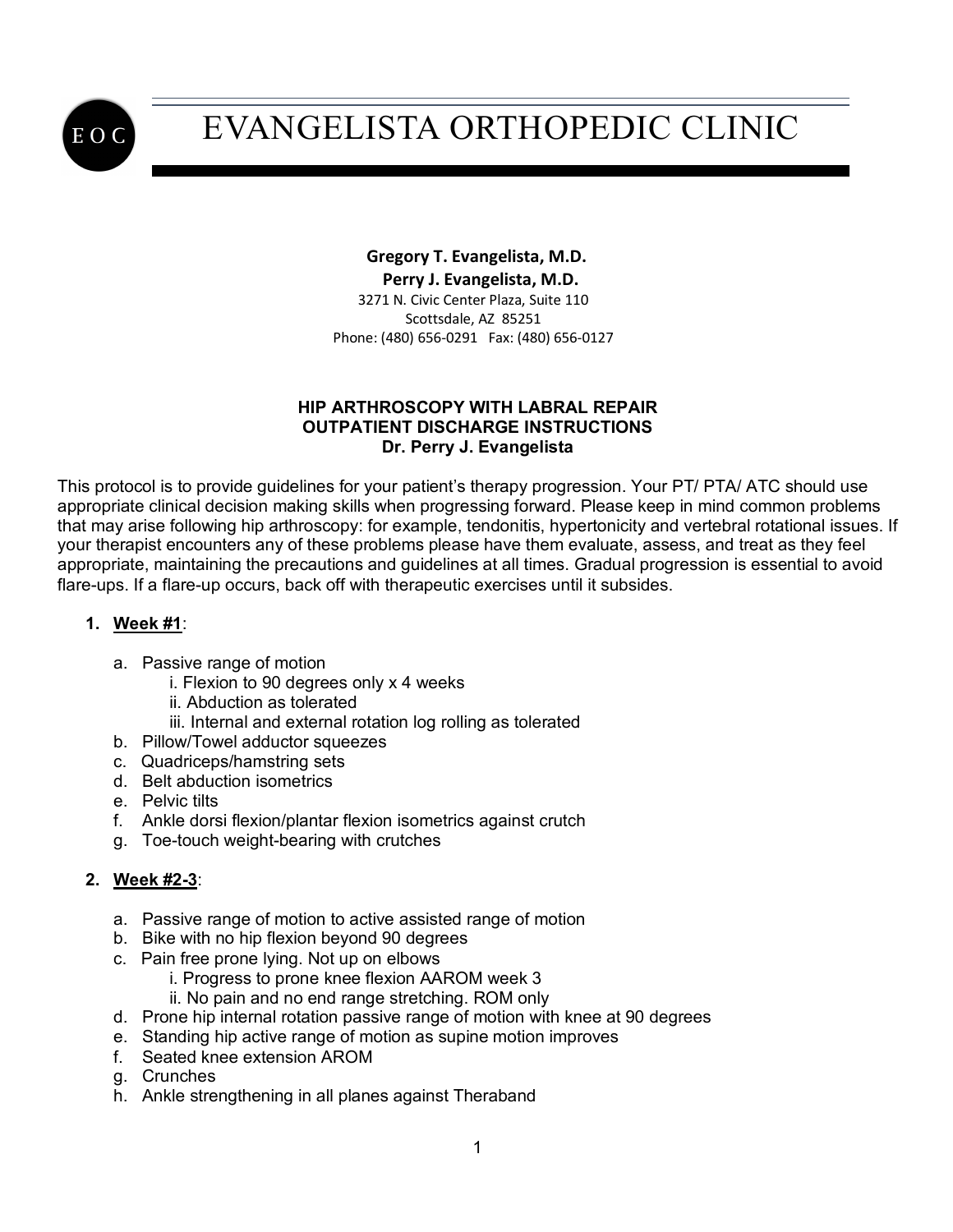# EVANGELISTA ORTHOPEDIC CLINIC

**Gregory T. Evangelista, M.D.**
**Perry J. Evangelista, M.D.**
3271 N. Civic Center Plaza, Suite 110
Scottsdale, AZ 85251
Phone: (480) 656-0291 Fax: (480) 656-0127

## HIP ARTHROSCOPY WITH LABRAL REPAIR OUTPATIENT DISCHARGE INSTRUCTIONS Dr. Perry J. Evangelista

This protocol is to provide guidelines for your patient's therapy progression. Your PT/ PTA/ ATC should use appropriate clinical decision making skills when progressing forward. Please keep in mind common problems that may arise following hip arthroscopy: for example, tendonitis, hypertonicity and vertebral rotational issues. If your therapist encounters any of these problems please have them evaluate, assess, and treat as they feel appropriate, maintaining the precautions and guidelines at all times. Gradual progression is essential to avoid flare-ups. If a flare-up occurs, back off with therapeutic exercises until it subsides.

1. **Week #1**:

   a. Passive range of motion
      i. Flexion to 90 degrees only x 4 weeks
      ii. Abduction as tolerated
      iii. Internal and external rotation log rolling as tolerated
   b. Pillow/Towel adductor squeezes
   c. Quadriceps/hamstring sets
   d. Belt abduction isometrics
   e. Pelvic tilts
   f. Ankle dorsi flexion/plantar flexion isometrics against crutch
   g. Toe-touch weight-bearing with crutches

2. **Week #2-3**:

   a. Passive range of motion to active assisted range of motion
   b. Bike with no hip flexion beyond 90 degrees
   c. Pain free prone lying. Not up on elbows
      i. Progress to prone knee flexion AAROM week 3
      ii. No pain and no end range stretching. ROM only
   d. Prone hip internal rotation passive range of motion with knee at 90 degrees
   e. Standing hip active range of motion as supine motion improves
   f. Seated knee extension AROM
   g. Crunches
   h. Ankle strengthening in all planes against Theraband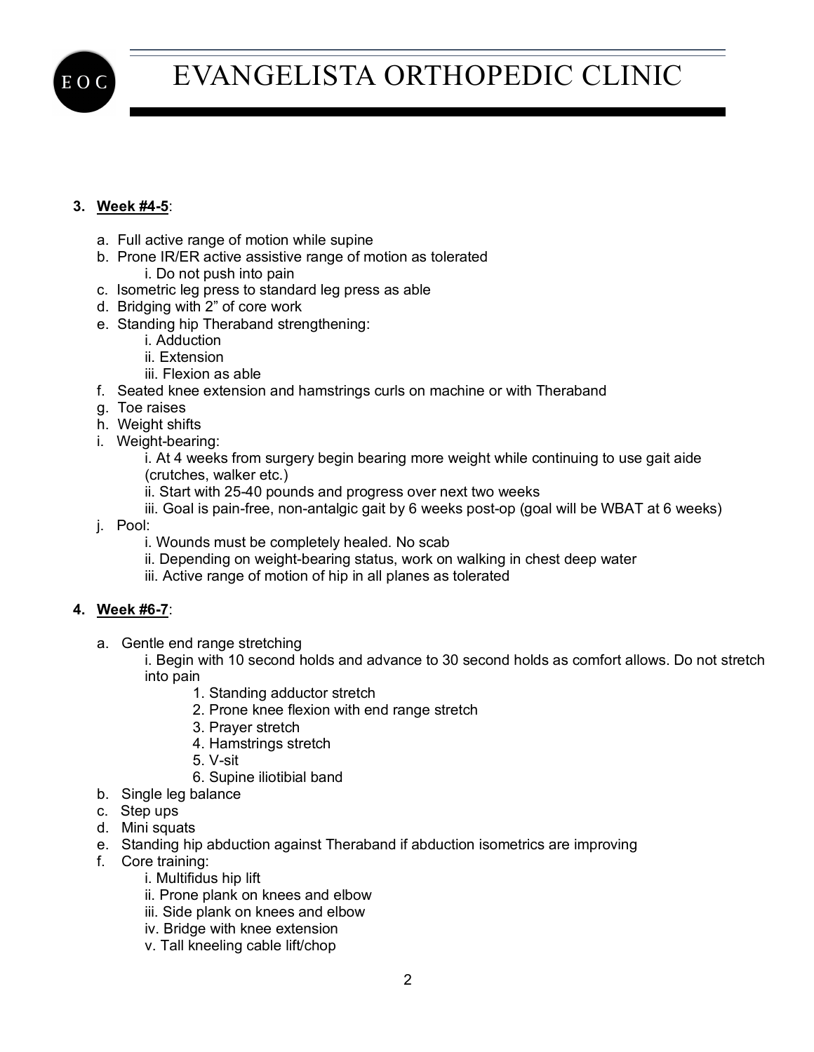3. **<u>Week #4-5</u>**:

    a. Full active range of motion while supine
    b. Prone IR/ER active assistive range of motion as tolerated
        i. Do not push into pain
    c. Isometric leg press to standard leg press as able
    d. Bridging with 2" of core work
    e. Standing hip Theraband strengthening:
        i. Adduction
        ii. Extension
        iii. Flexion as able
    f. Seated knee extension and hamstrings curls on machine or with Theraband
    g. Toe raises
    h. Weight shifts
    i. Weight-bearing:
        i. At 4 weeks from surgery begin bearing more weight while continuing to use gait aide (crutches, walker etc.)
        ii. Start with 25-40 pounds and progress over next two weeks
        iii. Goal is pain-free, non-antalgic gait by 6 weeks post-op (goal will be WBAT at 6 weeks)
    j. Pool:
        i. Wounds must be completely healed. No scab
        ii. Depending on weight-bearing status, work on walking in chest deep water
        iii. Active range of motion of hip in all planes as tolerated

4. **<u>Week #6-7</u>**:

    a. Gentle end range stretching
        i. Begin with 10 second holds and advance to 30 second holds as comfort allows. Do not stretch into pain
            1. Standing adductor stretch
            2. Prone knee flexion with end range stretch
            3. Prayer stretch
            4. Hamstrings stretch
            5. V-sit
            6. Supine iliotibial band
    b. Single leg balance
    c. Step ups
    d. Mini squats
    e. Standing hip abduction against Theraband if abduction isometrics are improving
    f. Core training:
        i. Multifidus hip lift
        ii. Prone plank on knees and elbow
        iii. Side plank on knees and elbow
        iv. Bridge with knee extension
        v. Tall kneeling cable lift/chop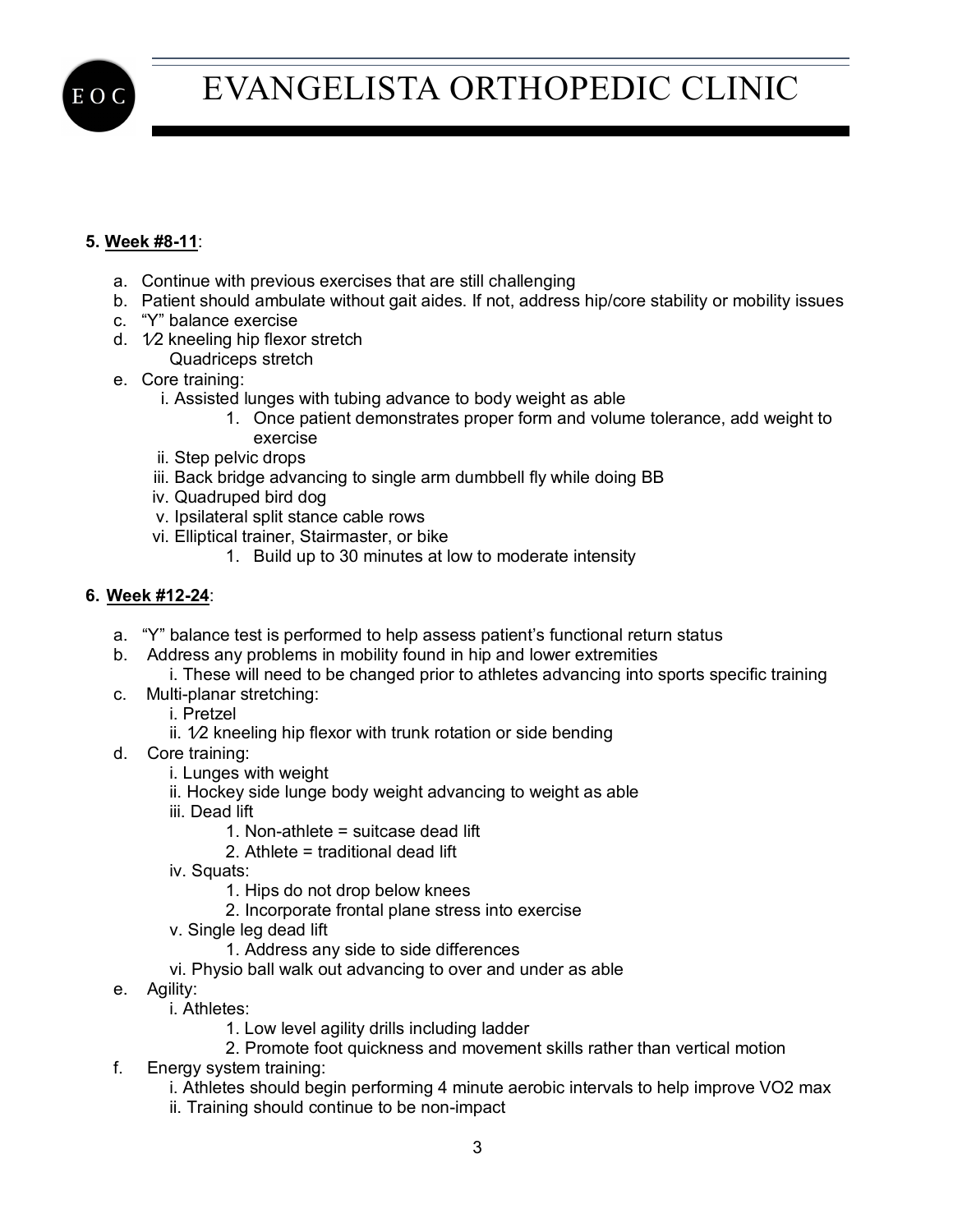5. **Week #8-11**:

   a. Continue with previous exercises that are still challenging
   b. Patient should ambulate without gait aides. If not, address hip/core stability or mobility issues
   c. "Y" balance exercise
   d. 1⁄2 kneeling hip flexor stretch
      Quadriceps stretch
   e. Core training:
      i. Assisted lunges with tubing advance to body weight as able
         1. Once patient demonstrates proper form and volume tolerance, add weight to exercise
      ii. Step pelvic drops
      iii. Back bridge advancing to single arm dumbbell fly while doing BB
      iv. Quadruped bird dog
      v. Ipsilateral split stance cable rows
      vi. Elliptical trainer, Stairmaster, or bike
         1. Build up to 30 minutes at low to moderate intensity

6. **Week #12-24**:

   a. "Y" balance test is performed to help assess patient's functional return status
   b. Address any problems in mobility found in hip and lower extremities
      i. These will need to be changed prior to athletes advancing into sports specific training
   c. Multi-planar stretching:
      i. Pretzel
      ii. 1⁄2 kneeling hip flexor with trunk rotation or side bending
   d. Core training:
      i. Lunges with weight
      ii. Hockey side lunge body weight advancing to weight as able
      iii. Dead lift
         1. Non-athlete = suitcase dead lift
         2. Athlete = traditional dead lift
      iv. Squats:
         1. Hips do not drop below knees
         2. Incorporate frontal plane stress into exercise
      v. Single leg dead lift
         1. Address any side to side differences
      vi. Physio ball walk out advancing to over and under as able
   e. Agility:
      i. Athletes:
         1. Low level agility drills including ladder
         2. Promote foot quickness and movement skills rather than vertical motion
   f. Energy system training:
      i. Athletes should begin performing 4 minute aerobic intervals to help improve VO2 max
      ii. Training should continue to be non-impact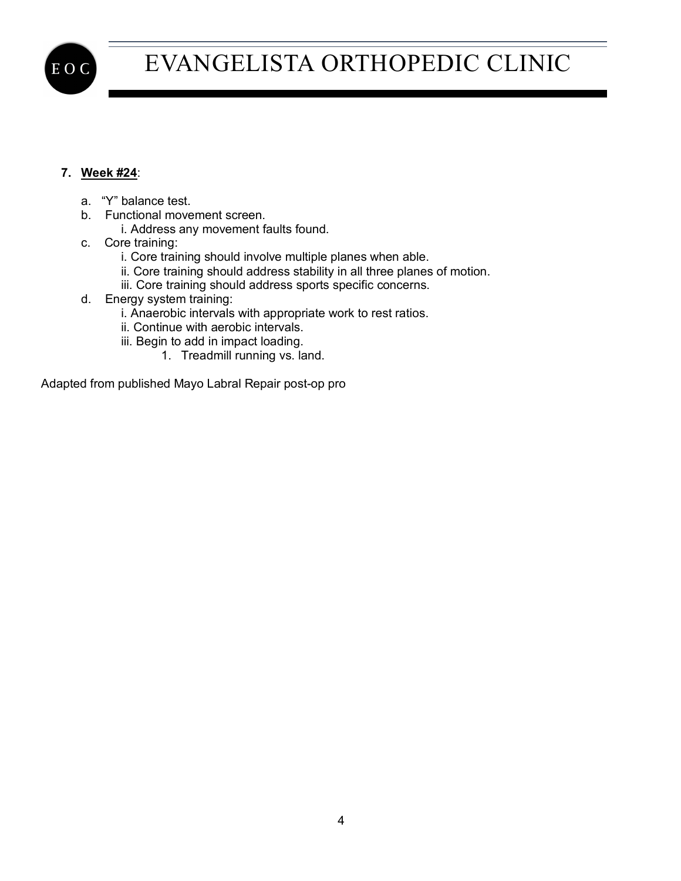7. **<u>Week #24</u>**:

    a. "Y" balance test.
    b. Functional movement screen.
        i. Address any movement faults found.
    c. Core training:
        i. Core training should involve multiple planes when able.
        ii. Core training should address stability in all three planes of motion.
        iii. Core training should address sports specific concerns.
    d. Energy system training:
        i. Anaerobic intervals with appropriate work to rest ratios.
        ii. Continue with aerobic intervals.
        iii. Begin to add in impact loading.
            1. Treadmill running vs. land.

Adapted from published Mayo Labral Repair post-op pro